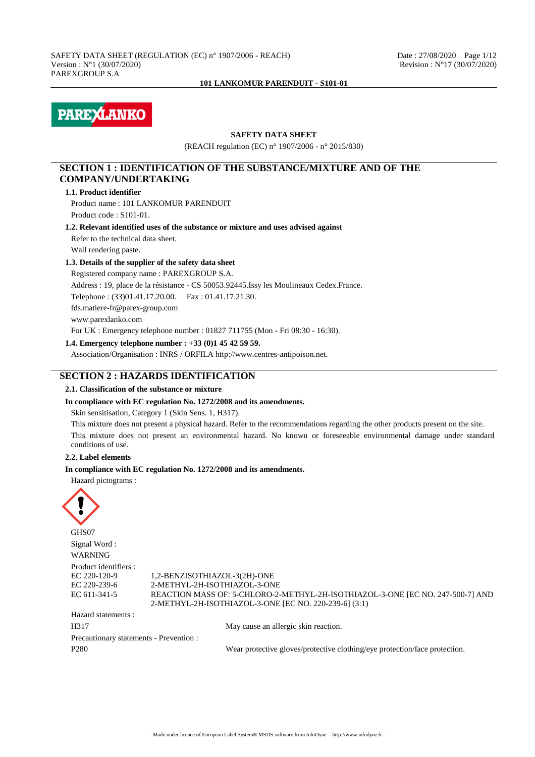**SAFETY DATA SHEET**

(REACH regulation (EC) n° 1907/2006 - n° 2015/830)

## SECTION 1 : IDENTIFICATION OF THE SUBSTANCE/MIXTURE AND OF THE COMPANY/UNDERTAKING

### 1.1. Product identifier

Product name : 101 LANKOMUR PARENDUIT

Product code : S101-01.

### 1.2. Relevant identified uses of the substance or mixture and uses advised against

Refer to the technical data sheet.

Wall rendering paste.

### 1.3. Details of the supplier of the safety data sheet

Registered company name : PAREXGROUP S.A.

Address : 19, place de la résistance - CS 50053.92445.Issy les Moulineaux Cedex.France.

Telephone : (33)01.41.17.20.00. Fax : 01.41.17.21.30.

fds.matiere-fr@parex-group.com

www.parexlanko.com

For UK : Emergency telephone number : 01827 711755 (Mon - Fri 08:30 - 16:30).

### 1.4. Emergency telephone number : +33 (0)1 45 42 59 59.

Association/Organisation : INRS / ORFILA http://www.centres-antipoison.net.

## SECTION 2 : HAZARDS IDENTIFICATION

### 2.1. Classification of the substance or mixture

**In compliance with EC regulation No. 1272/2008 and its amendments.**

Skin sensitisation, Category 1 (Skin Sens. 1, H317).

This mixture does not present a physical hazard. Refer to the recommendations regarding the other products present on the site.

This mixture does not present an environmental hazard. No known or foreseeable environmental damage under standard conditions of use.

### 2.2. Label elements

**In compliance with EC regulation No. 1272/2008 and its amendments.**

Hazard pictograms :

GHS07

Signal Word :

WARNING

Product identifiers :

| | |
|---|---|
| EC 220-120-9 | 1,2-BENZISOTHIAZOL-3(2H)-ONE |
| EC 220-239-6 | 2-METHYL-2H-ISOTHIAZOL-3-ONE |
| EC 611-341-5 | REACTION MASS OF: 5-CHLORO-2-METHYL-2H-ISOTHIAZOL-3-ONE [EC NO. 247-500-7] AND 2-METHYL-2H-ISOTHIAZOL-3-ONE [EC NO. 220-239-6] (3:1) |

Hazard statements :

| | |
|---|---|
| H317 | May cause an allergic skin reaction. |

Precautionary statements - Prevention :

| | |
|---|---|
| P280 | Wear protective gloves/protective clothing/eye protection/face protection. |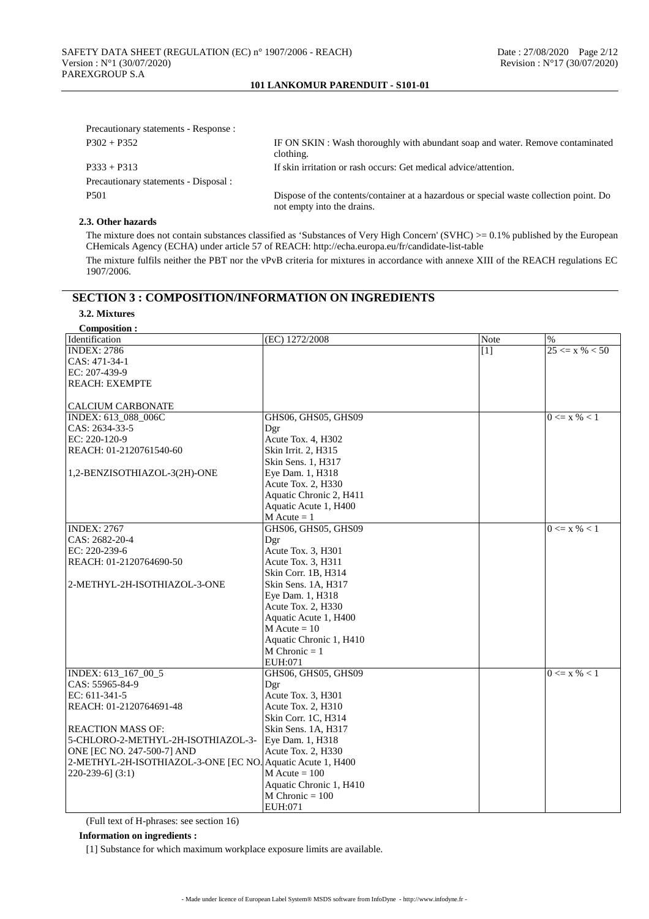Precautionary statements - Response :

| | |
|---|---|
| P302 + P352 | IF ON SKIN : Wash thoroughly with abundant soap and water. Remove contaminated clothing. |
| P333 + P313 | If skin irritation or rash occurs: Get medical advice/attention. |

Precautionary statements - Disposal :

| | |
|---|---|
| P501 | Dispose of the contents/container at a hazardous or special waste collection point. Do not empty into the drains. |

### 2.3. Other hazards

The mixture does not contain substances classified as 'Substances of Very High Concern' (SVHC) >= 0.1% published by the European CHemicals Agency (ECHA) under article 57 of REACH: http://echa.europa.eu/fr/candidate-list-table

The mixture fulfils neither the PBT nor the vPvB criteria for mixtures in accordance with annexe XIII of the REACH regulations EC 1907/2006.

## SECTION 3 : COMPOSITION/INFORMATION ON INGREDIENTS

### 3.2. Mixtures

**Composition :**

| Identification | (EC) 1272/2008 | Note | % |
|---|---|---|---|
| INDEX: 2786<br>CAS: 471-34-1<br>EC: 207-439-9<br>REACH: EXEMPTE<br><br>CALCIUM CARBONATE | | [1] | 25 <= x % < 50 |
| INDEX: 613_088_006C<br>CAS: 2634-33-5<br>EC: 220-120-9<br>REACH: 01-2120761540-60<br><br>1,2-BENZISOTHIAZOL-3(2H)-ONE | GHS06, GHS05, GHS09<br>Dgr<br>Acute Tox. 4, H302<br>Skin Irrit. 2, H315<br>Skin Sens. 1, H317<br>Eye Dam. 1, H318<br>Acute Tox. 2, H330<br>Aquatic Chronic 2, H411<br>Aquatic Acute 1, H400<br>M Acute = 1 | | 0 <= x % < 1 |
| INDEX: 2767<br>CAS: 2682-20-4<br>EC: 220-239-6<br>REACH: 01-2120764690-50<br><br>2-METHYL-2H-ISOTHIAZOL-3-ONE | GHS06, GHS05, GHS09<br>Dgr<br>Acute Tox. 3, H301<br>Acute Tox. 3, H311<br>Skin Corr. 1B, H314<br>Skin Sens. 1A, H317<br>Eye Dam. 1, H318<br>Acute Tox. 2, H330<br>Aquatic Acute 1, H400<br>M Acute = 10<br>Aquatic Chronic 1, H410<br>M Chronic = 1<br>EUH:071 | | 0 <= x % < 1 |
| INDEX: 613_167_00_5<br>CAS: 55965-84-9<br>EC: 611-341-5<br>REACH: 01-2120764691-48<br><br>REACTION MASS OF:<br>5-CHLORO-2-METHYL-2H-ISOTHIAZOL-3-ONE [EC NO. 247-500-7] AND<br>2-METHYL-2H-ISOTHIAZOL-3-ONE [EC NO. 220-239-6] (3:1) | GHS06, GHS05, GHS09<br>Dgr<br>Acute Tox. 3, H301<br>Acute Tox. 2, H310<br>Skin Corr. 1C, H314<br>Skin Sens. 1A, H317<br>Eye Dam. 1, H318<br>Acute Tox. 2, H330<br>Aquatic Acute 1, H400<br>M Acute = 100<br>Aquatic Chronic 1, H410<br>M Chronic = 100<br>EUH:071 | | 0 <= x % < 1 |

(Full text of H-phrases: see section 16)

**Information on ingredients :**

[1] Substance for which maximum workplace exposure limits are available.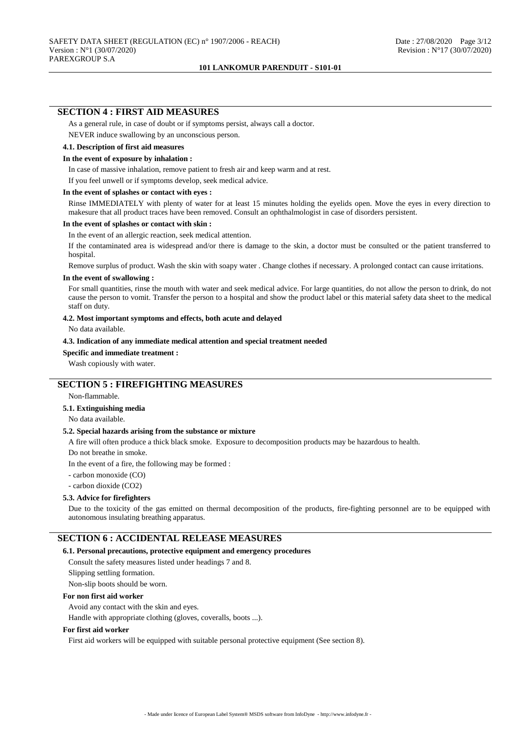## SECTION 4 : FIRST AID MEASURES

As a general rule, in case of doubt or if symptoms persist, always call a doctor.

NEVER induce swallowing by an unconscious person.

### 4.1. Description of first aid measures

**In the event of exposure by inhalation :**

In case of massive inhalation, remove patient to fresh air and keep warm and at rest.

If you feel unwell or if symptoms develop, seek medical advice.

**In the event of splashes or contact with eyes :**

Rinse IMMEDIATELY with plenty of water for at least 15 minutes holding the eyelids open. Move the eyes in every direction to makesure that all product traces have been removed. Consult an ophthalmologist in case of disorders persistent.

**In the event of splashes or contact with skin :**

In the event of an allergic reaction, seek medical attention.

If the contaminated area is widespread and/or there is damage to the skin, a doctor must be consulted or the patient transferred to hospital.

Remove surplus of product. Wash the skin with soapy water . Change clothes if necessary. A prolonged contact can cause irritations.

**In the event of swallowing :**

For small quantities, rinse the mouth with water and seek medical advice. For large quantities, do not allow the person to drink, do not cause the person to vomit. Transfer the person to a hospital and show the product label or this material safety data sheet to the medical staff on duty.

### 4.2. Most important symptoms and effects, both acute and delayed

No data available.

### 4.3. Indication of any immediate medical attention and special treatment needed

**Specific and immediate treatment :**

Wash copiously with water.

## SECTION 5 : FIREFIGHTING MEASURES

Non-flammable.

### 5.1. Extinguishing media

No data available.

### 5.2. Special hazards arising from the substance or mixture

A fire will often produce a thick black smoke. Exposure to decomposition products may be hazardous to health.

Do not breathe in smoke.

In the event of a fire, the following may be formed :

- carbon monoxide (CO)
- carbon dioxide ($CO_2$)

### 5.3. Advice for firefighters

Due to the toxicity of the gas emitted on thermal decomposition of the products, fire-fighting personnel are to be equipped with autonomous insulating breathing apparatus.

## SECTION 6 : ACCIDENTAL RELEASE MEASURES

### 6.1. Personal precautions, protective equipment and emergency procedures

Consult the safety measures listed under headings 7 and 8.

Slipping settling formation.

Non-slip boots should be worn.

**For non first aid worker**

Avoid any contact with the skin and eyes.

Handle with appropriate clothing (gloves, coveralls, boots ...).

**For first aid worker**

First aid workers will be equipped with suitable personal protective equipment (See section 8).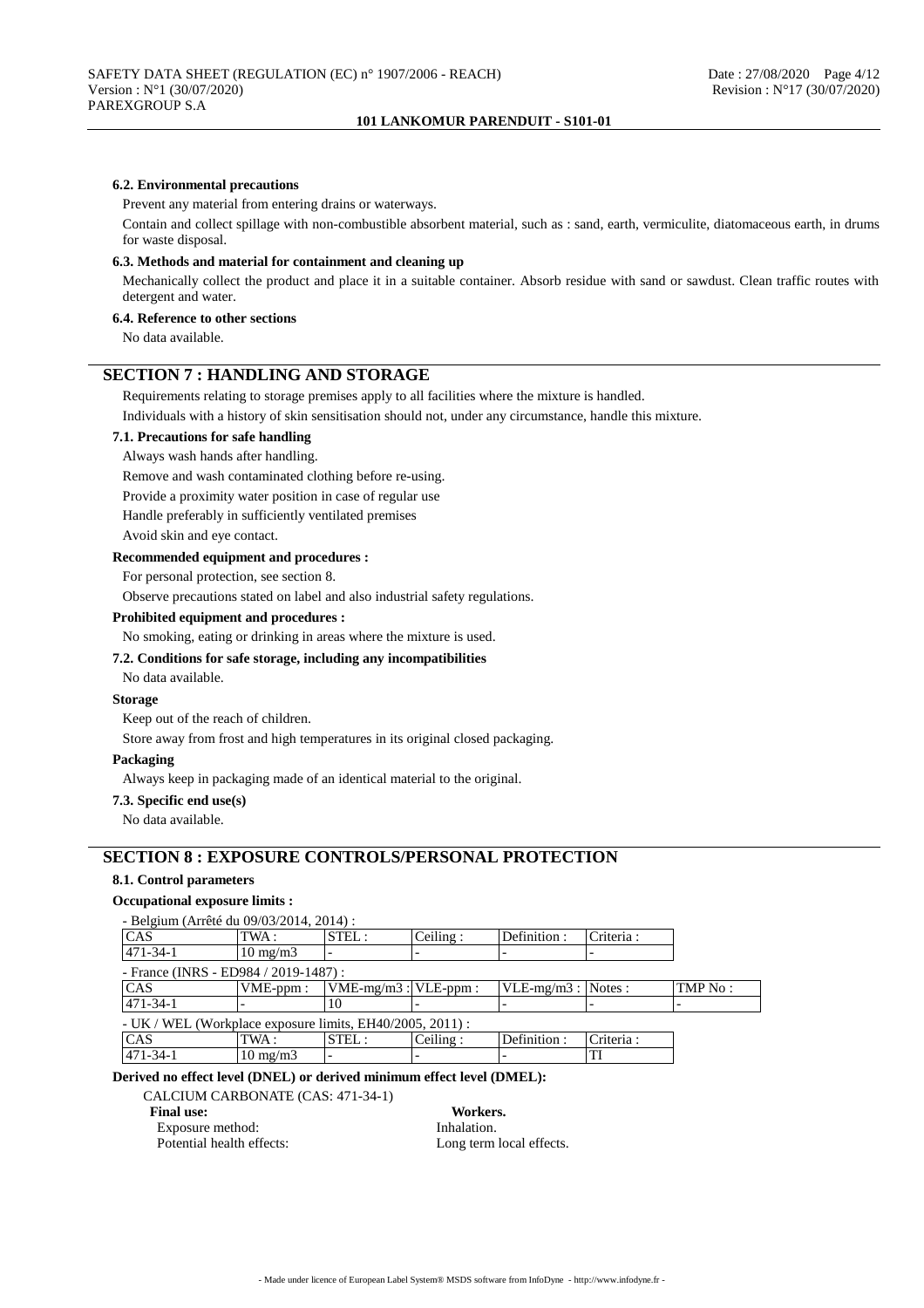#### 6.2. Environmental precautions

Prevent any material from entering drains or waterways.

Contain and collect spillage with non-combustible absorbent material, such as : sand, earth, vermiculite, diatomaceous earth, in drums for waste disposal.

#### 6.3. Methods and material for containment and cleaning up

Mechanically collect the product and place it in a suitable container. Absorb residue with sand or sawdust. Clean traffic routes with detergent and water.

#### 6.4. Reference to other sections

No data available.

## SECTION 7 : HANDLING AND STORAGE

Requirements relating to storage premises apply to all facilities where the mixture is handled.

Individuals with a history of skin sensitisation should not, under any circumstance, handle this mixture.

#### 7.1. Precautions for safe handling

Always wash hands after handling.

Remove and wash contaminated clothing before re-using.

Provide a proximity water position in case of regular use

Handle preferably in sufficiently ventilated premises

Avoid skin and eye contact.

**Recommended equipment and procedures :**

For personal protection, see section 8.

Observe precautions stated on label and also industrial safety regulations.

**Prohibited equipment and procedures :**

No smoking, eating or drinking in areas where the mixture is used.

#### 7.2. Conditions for safe storage, including any incompatibilities

No data available.

**Storage**

Keep out of the reach of children.

Store away from frost and high temperatures in its original closed packaging.

**Packaging**

Always keep in packaging made of an identical material to the original.

#### 7.3. Specific end use(s)

No data available.

## SECTION 8 : EXPOSURE CONTROLS/PERSONAL PROTECTION

#### 8.1. Control parameters

**Occupational exposure limits :**

- Belgium (Arrêté du 09/03/2014, 2014) :

| CAS | TWA : | STEL : | Ceiling : | Definition : | Criteria : |
|---|---|---|---|---|---|
| 471-34-1 | 10 mg/m3 | - | - | - | - |

- France (INRS - ED984 / 2019-1487) :

| CAS | VME-ppm : | VME-mg/m3 : | VLE-ppm : | VLE-mg/m3 : | Notes : | TMP No : |
|---|---|---|---|---|---|---|
| 471-34-1 | - | 10 | - | - | - | - |

- UK / WEL (Workplace exposure limits, EH40/2005, 2011) :

| CAS | TWA : | STEL : | Ceiling : | Definition : | Criteria : |
|---|---|---|---|---|---|
| 471-34-1 | 10 mg/m3 | - | - | - | TI |

**Derived no effect level (DNEL) or derived minimum effect level (DMEL):**

CALCIUM CARBONATE (CAS: 471-34-1)

| | |
|---|---|
| **Final use:** | **Workers.** |
| Exposure method: | Inhalation. |
| Potential health effects: | Long term local effects. |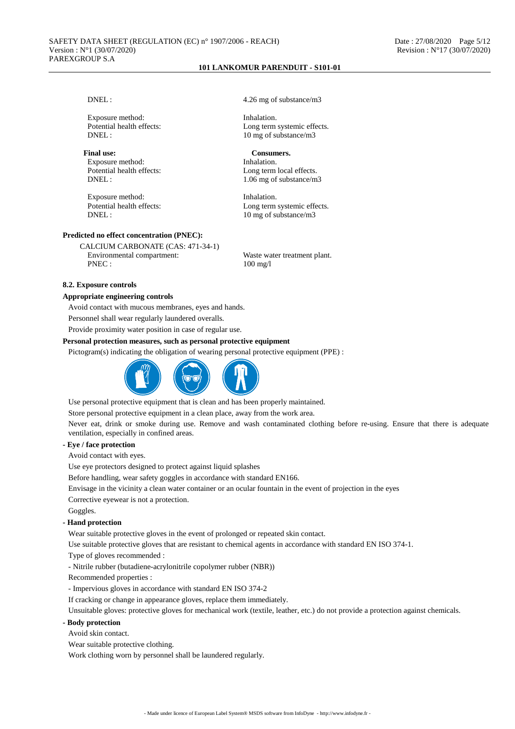DNEL : 4.26 mg of substance/m3

Exposure method: Inhalation.
Potential health effects: Long term systemic effects.
DNEL : 10 mg of substance/m3

**Final use:** **Consumers.**
Exposure method: Inhalation.
Potential health effects: Long term local effects.
DNEL : 1.06 mg of substance/m3

Exposure method: Inhalation.
Potential health effects: Long term systemic effects.
DNEL : 10 mg of substance/m3

**Predicted no effect concentration (PNEC):**

CALCIUM CARBONATE (CAS: 471-34-1)
Environmental compartment: Waste water treatment plant.
PNEC : 100 mg/l

#### 8.2. Exposure controls

**Appropriate engineering controls**

Avoid contact with mucous membranes, eyes and hands.

Personnel shall wear regularly laundered overalls.

Provide proximity water position in case of regular use.

**Personal protection measures, such as personal protective equipment**

Pictogram(s) indicating the obligation of wearing personal protective equipment (PPE) :

Use personal protective equipment that is clean and has been properly maintained.

Store personal protective equipment in a clean place, away from the work area.

Never eat, drink or smoke during use. Remove and wash contaminated clothing before re-using. Ensure that there is adequate ventilation, especially in confined areas.

**- Eye / face protection**

Avoid contact with eyes.

Use eye protectors designed to protect against liquid splashes

Before handling, wear safety goggles in accordance with standard EN166.

Envisage in the vicinity a clean water container or an ocular fountain in the event of projection in the eyes

Corrective eyewear is not a protection.

Goggles.

**- Hand protection**

Wear suitable protective gloves in the event of prolonged or repeated skin contact.

Use suitable protective gloves that are resistant to chemical agents in accordance with standard EN ISO 374-1.

Type of gloves recommended :

- Nitrile rubber (butadiene-acrylonitrile copolymer rubber (NBR))

Recommended properties :

- Impervious gloves in accordance with standard EN ISO 374-2

If cracking or change in appearance gloves, replace them immediately.

Unsuitable gloves: protective gloves for mechanical work (textile, leather, etc.) do not provide a protection against chemicals.

**- Body protection**

Avoid skin contact.

Wear suitable protective clothing.

Work clothing worn by personnel shall be laundered regularly.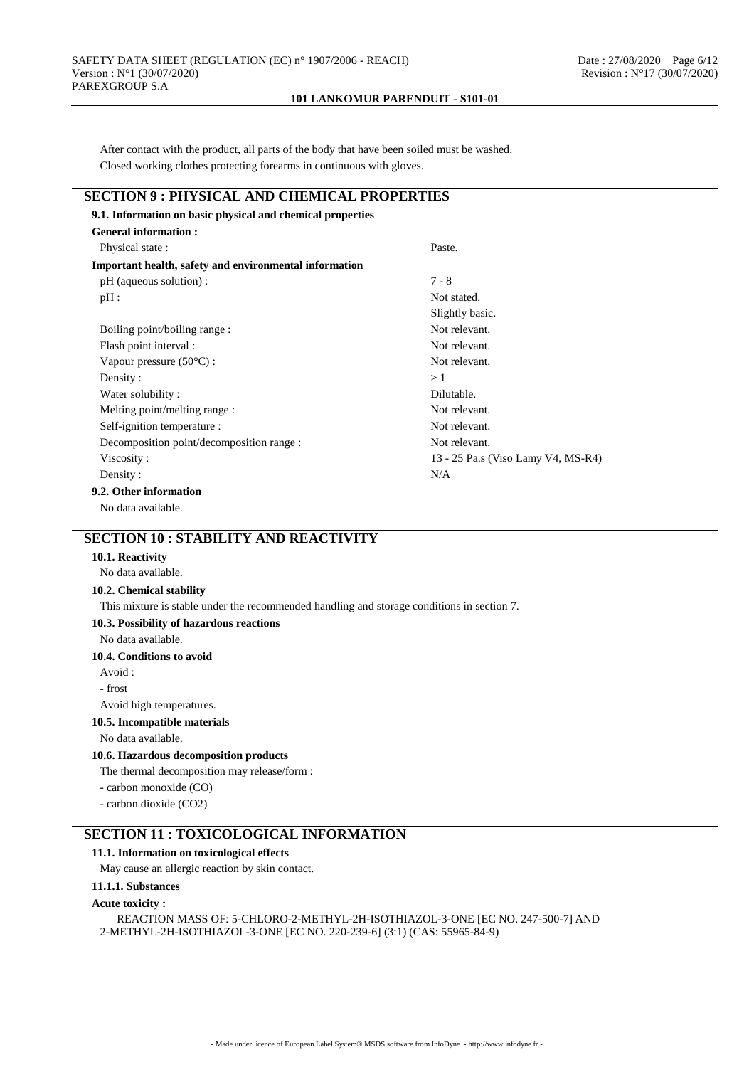After contact with the product, all parts of the body that have been soiled must be washed.

Closed working clothes protecting forearms in continuous with gloves.

## SECTION 9 : PHYSICAL AND CHEMICAL PROPERTIES

### 9.1. Information on basic physical and chemical properties

**General information :**

| | |
|---|---|
| Physical state : | Paste. |

**Important health, safety and environmental information**

| | |
|---|---|
| pH (aqueous solution) : | 7 - 8 |
| pH : | Not stated. |
| | Slightly basic. |
| Boiling point/boiling range : | Not relevant. |
| Flash point interval : | Not relevant. |
| Vapour pressure (50°C) : | Not relevant. |
| Density : | > 1 |
| Water solubility : | Dilutable. |
| Melting point/melting range : | Not relevant. |
| Self-ignition temperature : | Not relevant. |
| Decomposition point/decomposition range : | Not relevant. |
| Viscosity : | 13 - 25 Pa.s (Viso Lamy V4, MS-R4) |
| Density : | N/A |

### 9.2. Other information

No data available.

## SECTION 10 : STABILITY AND REACTIVITY

### 10.1. Reactivity

No data available.

### 10.2. Chemical stability

This mixture is stable under the recommended handling and storage conditions in section 7.

### 10.3. Possibility of hazardous reactions

No data available.

### 10.4. Conditions to avoid

Avoid :

- frost

Avoid high temperatures.

### 10.5. Incompatible materials

No data available.

### 10.6. Hazardous decomposition products

The thermal decomposition may release/form :

- carbon monoxide (CO)
- carbon dioxide ($CO_2$)

## SECTION 11 : TOXICOLOGICAL INFORMATION

### 11.1. Information on toxicological effects

May cause an allergic reaction by skin contact.

#### 11.1.1. Substances

**Acute toxicity :**

REACTION MASS OF: 5-CHLORO-2-METHYL-2H-ISOTHIAZOL-3-ONE [EC NO. 247-500-7] AND 2-METHYL-2H-ISOTHIAZOL-3-ONE [EC NO. 220-239-6] (3:1) (CAS: 55965-84-9)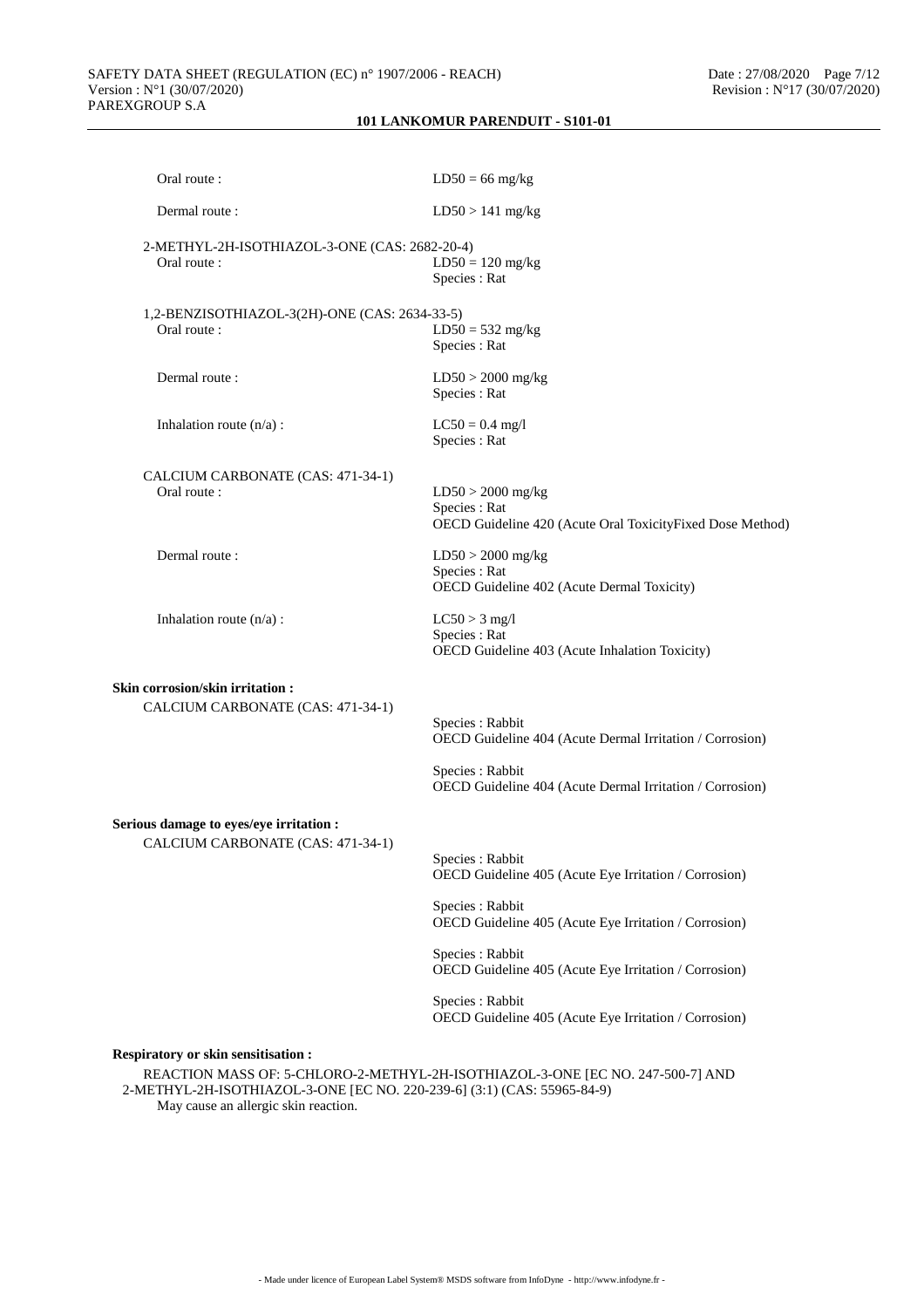Oral route : LD50 = 66 mg/kg

Dermal route : LD50 > 141 mg/kg

2-METHYL-2H-ISOTHIAZOL-3-ONE (CAS: 2682-20-4)

Oral route : LD50 = 120 mg/kg
Species : Rat

1,2-BENZISOTHIAZOL-3(2H)-ONE (CAS: 2634-33-5)

Oral route : LD50 = 532 mg/kg
Species : Rat

Dermal route : LD50 > 2000 mg/kg
Species : Rat

Inhalation route (n/a) : LC50 = 0.4 mg/l
Species : Rat

CALCIUM CARBONATE (CAS: 471-34-1)

Oral route : LD50 > 2000 mg/kg
Species : Rat
OECD Guideline 420 (Acute Oral ToxicityFixed Dose Method)

Dermal route : LD50 > 2000 mg/kg
Species : Rat
OECD Guideline 402 (Acute Dermal Toxicity)

Inhalation route (n/a) : LC50 > 3 mg/l
Species : Rat
OECD Guideline 403 (Acute Inhalation Toxicity)

**Skin corrosion/skin irritation :**

CALCIUM CARBONATE (CAS: 471-34-1)

Species : Rabbit
OECD Guideline 404 (Acute Dermal Irritation / Corrosion)

Species : Rabbit
OECD Guideline 404 (Acute Dermal Irritation / Corrosion)

**Serious damage to eyes/eye irritation :**

CALCIUM CARBONATE (CAS: 471-34-1)

Species : Rabbit
OECD Guideline 405 (Acute Eye Irritation / Corrosion)

Species : Rabbit
OECD Guideline 405 (Acute Eye Irritation / Corrosion)

Species : Rabbit
OECD Guideline 405 (Acute Eye Irritation / Corrosion)

Species : Rabbit
OECD Guideline 405 (Acute Eye Irritation / Corrosion)

**Respiratory or skin sensitisation :**

REACTION MASS OF: 5-CHLORO-2-METHYL-2H-ISOTHIAZOL-3-ONE [EC NO. 247-500-7] AND 2-METHYL-2H-ISOTHIAZOL-3-ONE [EC NO. 220-239-6] (3:1) (CAS: 55965-84-9)

May cause an allergic skin reaction.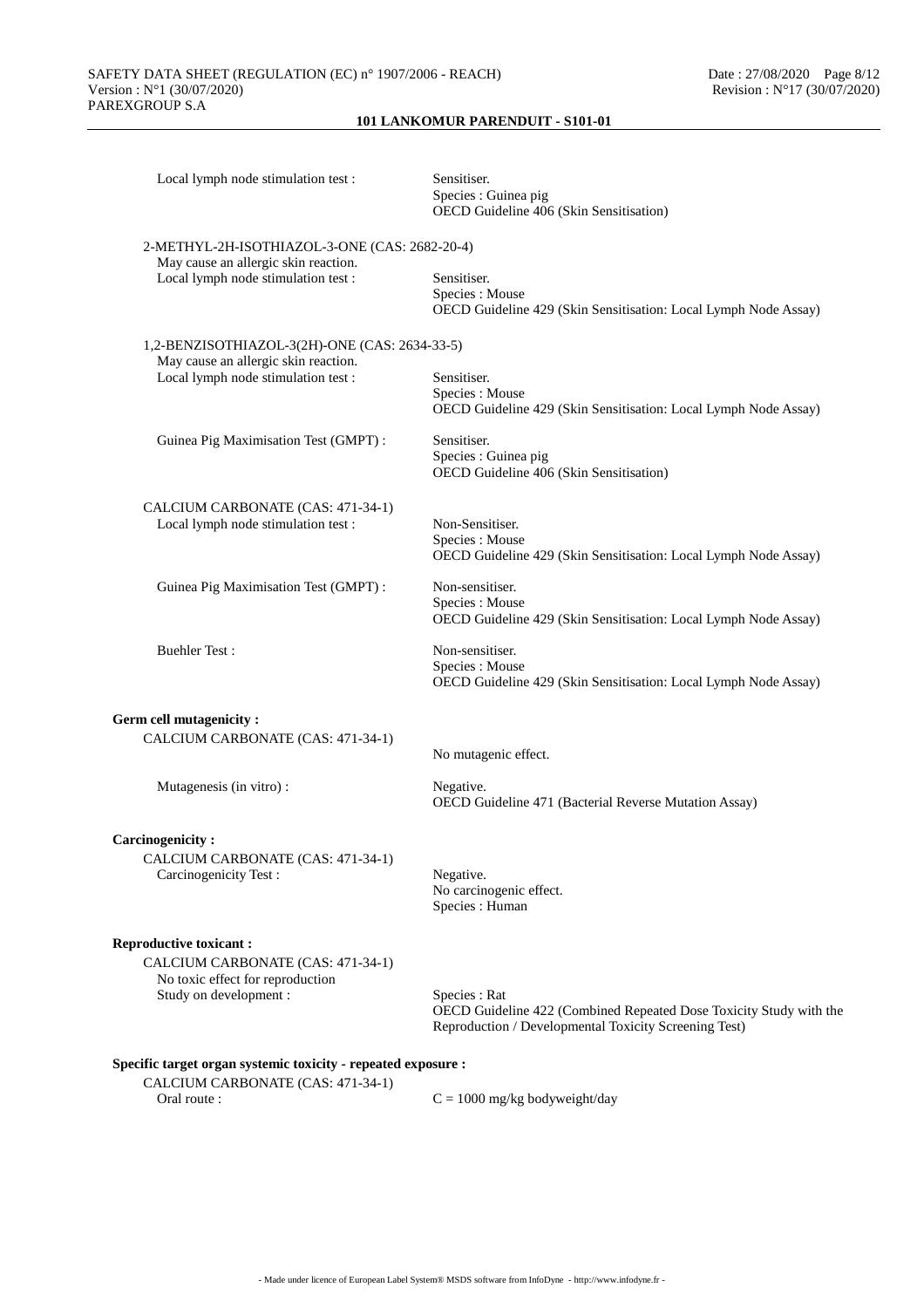Local lymph node stimulation test : Sensitiser.
Species : Guinea pig
OECD Guideline 406 (Skin Sensitisation)

2-METHYL-2H-ISOTHIAZOL-3-ONE (CAS: 2682-20-4)
May cause an allergic skin reaction.

Local lymph node stimulation test : Sensitiser.
Species : Mouse
OECD Guideline 429 (Skin Sensitisation: Local Lymph Node Assay)

1,2-BENZISOTHIAZOL-3(2H)-ONE (CAS: 2634-33-5)
May cause an allergic skin reaction.

Local lymph node stimulation test : Sensitiser.
Species : Mouse
OECD Guideline 429 (Skin Sensitisation: Local Lymph Node Assay)

Guinea Pig Maximisation Test (GMPT) : Sensitiser.
Species : Guinea pig
OECD Guideline 406 (Skin Sensitisation)

CALCIUM CARBONATE (CAS: 471-34-1)

Local lymph node stimulation test : Non-Sensitiser.
Species : Mouse
OECD Guideline 429 (Skin Sensitisation: Local Lymph Node Assay)

Guinea Pig Maximisation Test (GMPT) : Non-sensitiser.
Species : Mouse
OECD Guideline 429 (Skin Sensitisation: Local Lymph Node Assay)

Buehler Test : Non-sensitiser.
Species : Mouse
OECD Guideline 429 (Skin Sensitisation: Local Lymph Node Assay)

**Germ cell mutagenicity :**

CALCIUM CARBONATE (CAS: 471-34-1)
No mutagenic effect.

Mutagenesis (in vitro) : Negative.
OECD Guideline 471 (Bacterial Reverse Mutation Assay)

**Carcinogenicity :**

CALCIUM CARBONATE (CAS: 471-34-1)

Carcinogenicity Test : Negative.
No carcinogenic effect.
Species : Human

**Reproductive toxicant :**

CALCIUM CARBONATE (CAS: 471-34-1)
No toxic effect for reproduction

Study on development : Species : Rat
OECD Guideline 422 (Combined Repeated Dose Toxicity Study with the Reproduction / Developmental Toxicity Screening Test)

**Specific target organ systemic toxicity - repeated exposure :**

CALCIUM CARBONATE (CAS: 471-34-1)

Oral route : C = 1000 mg/kg bodyweight/day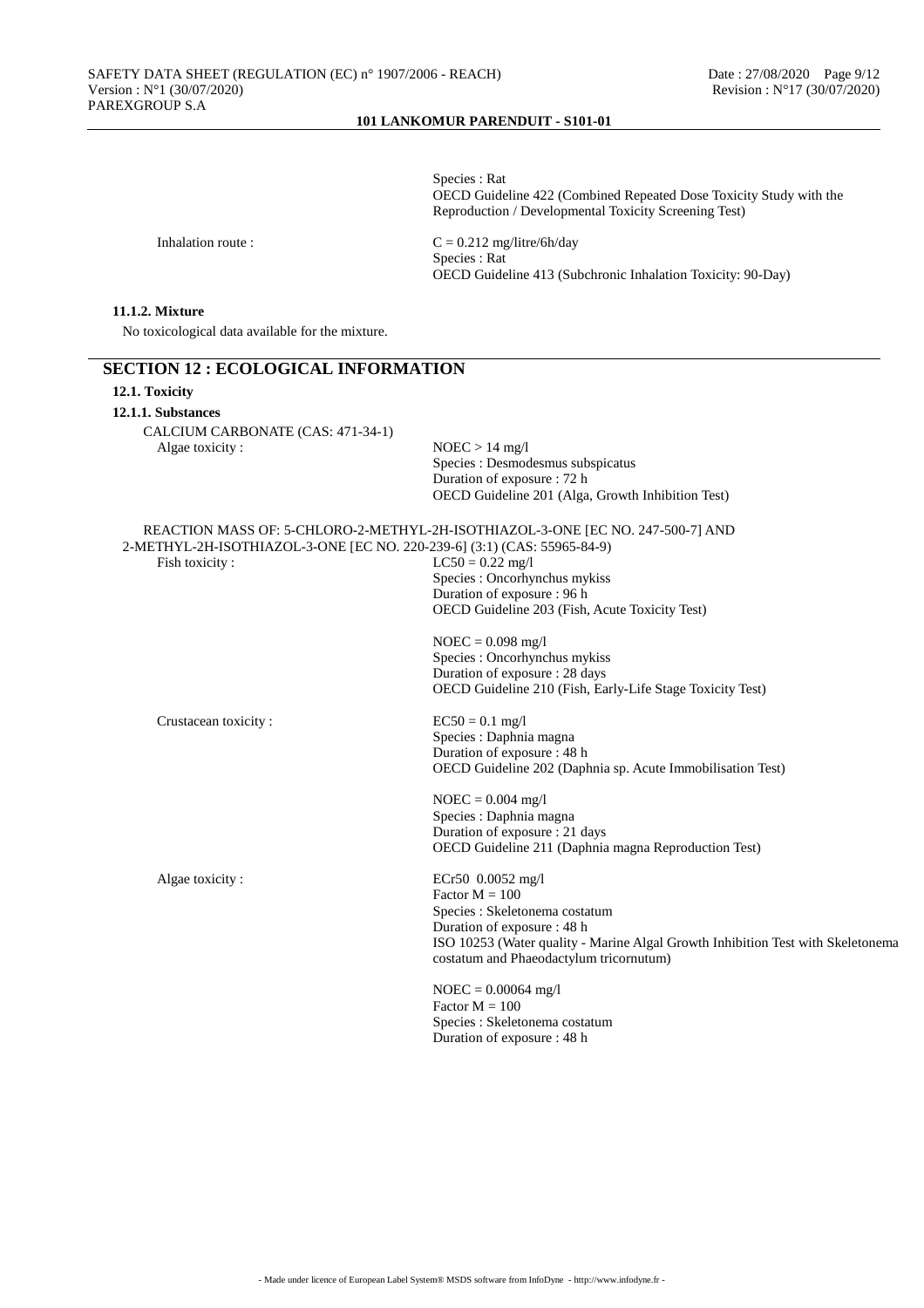Species : Rat
OECD Guideline 422 (Combined Repeated Dose Toxicity Study with the Reproduction / Developmental Toxicity Screening Test)

Inhalation route :

C = 0.212 mg/litre/6h/day
Species : Rat
OECD Guideline 413 (Subchronic Inhalation Toxicity: 90-Day)

**11.1.2. Mixture**

No toxicological data available for the mixture.

## SECTION 12 : ECOLOGICAL INFORMATION

**12.1. Toxicity**

**12.1.1. Substances**

CALCIUM CARBONATE (CAS: 471-34-1)

Algae toxicity :

NOEC > 14 mg/l
Species : Desmodesmus subspicatus
Duration of exposure : 72 h
OECD Guideline 201 (Alga, Growth Inhibition Test)

REACTION MASS OF: 5-CHLORO-2-METHYL-2H-ISOTHIAZOL-3-ONE [EC NO. 247-500-7] AND 2-METHYL-2H-ISOTHIAZOL-3-ONE [EC NO. 220-239-6] (3:1) (CAS: 55965-84-9)

Fish toxicity :

LC50 = 0.22 mg/l
Species : Oncorhynchus mykiss
Duration of exposure : 96 h
OECD Guideline 203 (Fish, Acute Toxicity Test)

NOEC = 0.098 mg/l
Species : Oncorhynchus mykiss
Duration of exposure : 28 days
OECD Guideline 210 (Fish, Early-Life Stage Toxicity Test)

Crustacean toxicity :

EC50 = 0.1 mg/l
Species : Daphnia magna
Duration of exposure : 48 h
OECD Guideline 202 (Daphnia sp. Acute Immobilisation Test)

NOEC = 0.004 mg/l
Species : Daphnia magna
Duration of exposure : 21 days
OECD Guideline 211 (Daphnia magna Reproduction Test)

Algae toxicity :

ECr50 0.0052 mg/l
Factor M = 100
Species : Skeletonema costatum
Duration of exposure : 48 h
ISO 10253 (Water quality - Marine Algal Growth Inhibition Test with Skeletonema costatum and Phaeodactylum tricornutum)

NOEC = 0.00064 mg/l
Factor M = 100
Species : Skeletonema costatum
Duration of exposure : 48 h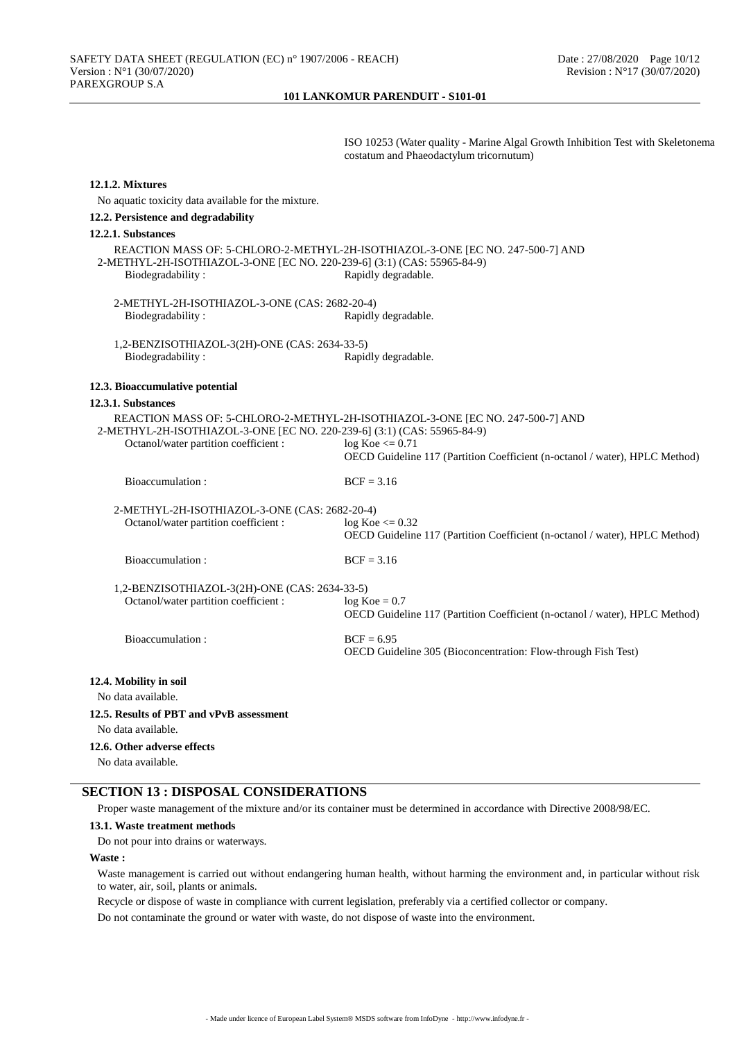ISO 10253 (Water quality - Marine Algal Growth Inhibition Test with Skeletonema costatum and Phaeodactylum tricornutum)

**12.1.2. Mixtures**

No aquatic toxicity data available for the mixture.

**12.2. Persistence and degradability**

**12.2.1. Substances**

REACTION MASS OF: 5-CHLORO-2-METHYL-2H-ISOTHIAZOL-3-ONE [EC NO. 247-500-7] AND 2-METHYL-2H-ISOTHIAZOL-3-ONE [EC NO. 220-239-6] (3:1) (CAS: 55965-84-9)

Biodegradability : Rapidly degradable.

2-METHYL-2H-ISOTHIAZOL-3-ONE (CAS: 2682-20-4)

Biodegradability : Rapidly degradable.

1,2-BENZISOTHIAZOL-3(2H)-ONE (CAS: 2634-33-5)

Biodegradability : Rapidly degradable.

**12.3. Bioaccumulative potential**

**12.3.1. Substances**

REACTION MASS OF: 5-CHLORO-2-METHYL-2H-ISOTHIAZOL-3-ONE [EC NO. 247-500-7] AND 2-METHYL-2H-ISOTHIAZOL-3-ONE [EC NO. 220-239-6] (3:1) (CAS: 55965-84-9)

Octanol/water partition coefficient : log Koe <= 0.71
OECD Guideline 117 (Partition Coefficient (n-octanol / water), HPLC Method)

Bioaccumulation : BCF = 3.16

2-METHYL-2H-ISOTHIAZOL-3-ONE (CAS: 2682-20-4)

Octanol/water partition coefficient : log Koe <= 0.32
OECD Guideline 117 (Partition Coefficient (n-octanol / water), HPLC Method)

Bioaccumulation : BCF = 3.16

1,2-BENZISOTHIAZOL-3(2H)-ONE (CAS: 2634-33-5)

Octanol/water partition coefficient : log Koe = 0.7
OECD Guideline 117 (Partition Coefficient (n-octanol / water), HPLC Method)

Bioaccumulation : BCF = 6.95
OECD Guideline 305 (Bioconcentration: Flow-through Fish Test)

**12.4. Mobility in soil**

No data available.

**12.5. Results of PBT and vPvB assessment**

No data available.

**12.6. Other adverse effects**

No data available.

## SECTION 13 : DISPOSAL CONSIDERATIONS

Proper waste management of the mixture and/or its container must be determined in accordance with Directive 2008/98/EC.

**13.1. Waste treatment methods**

Do not pour into drains or waterways.

**Waste :**

Waste management is carried out without endangering human health, without harming the environment and, in particular without risk to water, air, soil, plants or animals.

Recycle or dispose of waste in compliance with current legislation, preferably via a certified collector or company.

Do not contaminate the ground or water with waste, do not dispose of waste into the environment.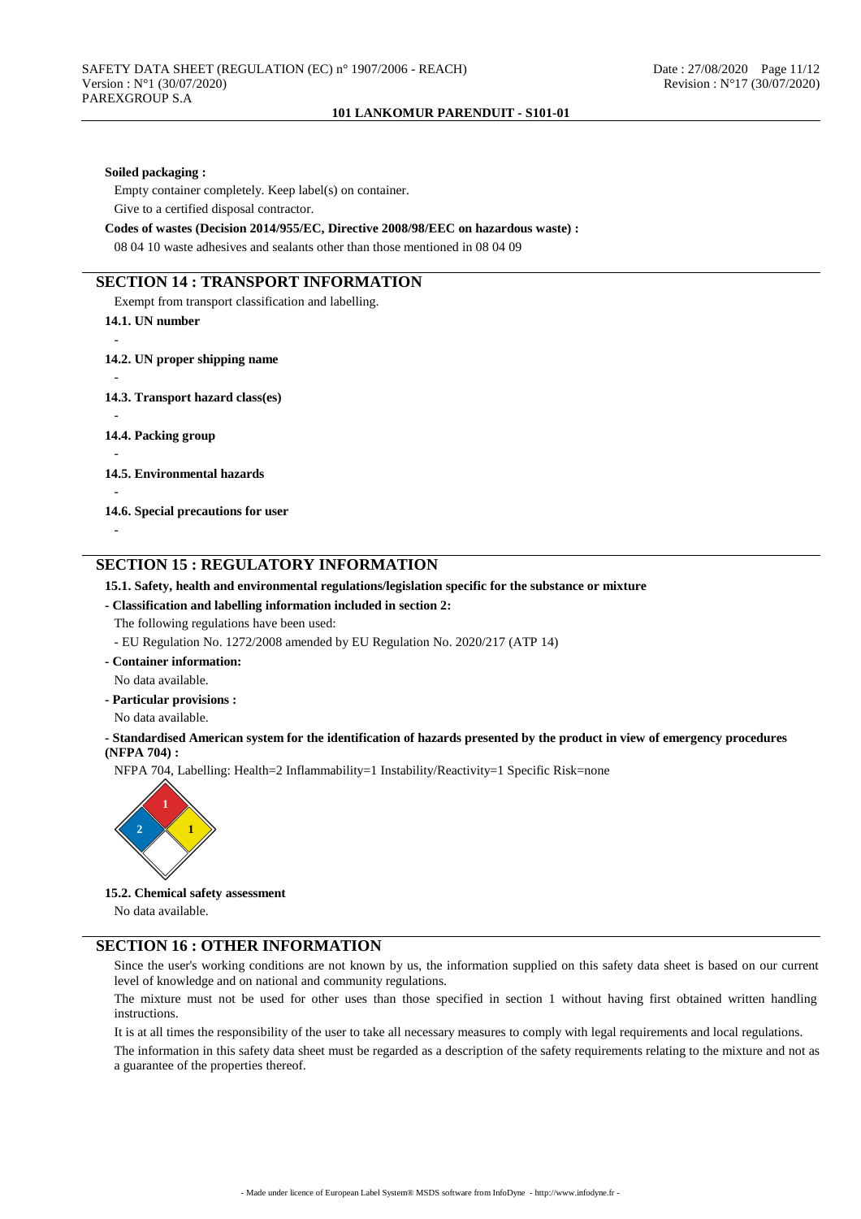**Soiled packaging :**

Empty container completely. Keep label(s) on container.

Give to a certified disposal contractor.

**Codes of wastes (Decision 2014/955/EC, Directive 2008/98/EEC on hazardous waste) :**

08 04 10 waste adhesives and sealants other than those mentioned in 08 04 09

## SECTION 14 : TRANSPORT INFORMATION

Exempt from transport classification and labelling.

**14.1. UN number**

-

**14.2. UN proper shipping name**

-

**14.3. Transport hazard class(es)**

-

**14.4. Packing group**

-

**14.5. Environmental hazards**

-

**14.6. Special precautions for user**

-

## SECTION 15 : REGULATORY INFORMATION

**15.1. Safety, health and environmental regulations/legislation specific for the substance or mixture**

**- Classification and labelling information included in section 2:**

The following regulations have been used:

- EU Regulation No. 1272/2008 amended by EU Regulation No. 2020/217 (ATP 14)

**- Container information:**

No data available.

**- Particular provisions :**

No data available.

**- Standardised American system for the identification of hazards presented by the product in view of emergency procedures (NFPA 704) :**

NFPA 704, Labelling: Health=2 Inflammability=1 Instability/Reactivity=1 Specific Risk=none

1
2
1

**15.2. Chemical safety assessment**

No data available.

## SECTION 16 : OTHER INFORMATION

Since the user's working conditions are not known by us, the information supplied on this safety data sheet is based on our current level of knowledge and on national and community regulations.

The mixture must not be used for other uses than those specified in section 1 without having first obtained written handling instructions.

It is at all times the responsibility of the user to take all necessary measures to comply with legal requirements and local regulations.

The information in this safety data sheet must be regarded as a description of the safety requirements relating to the mixture and not as a guarantee of the properties thereof.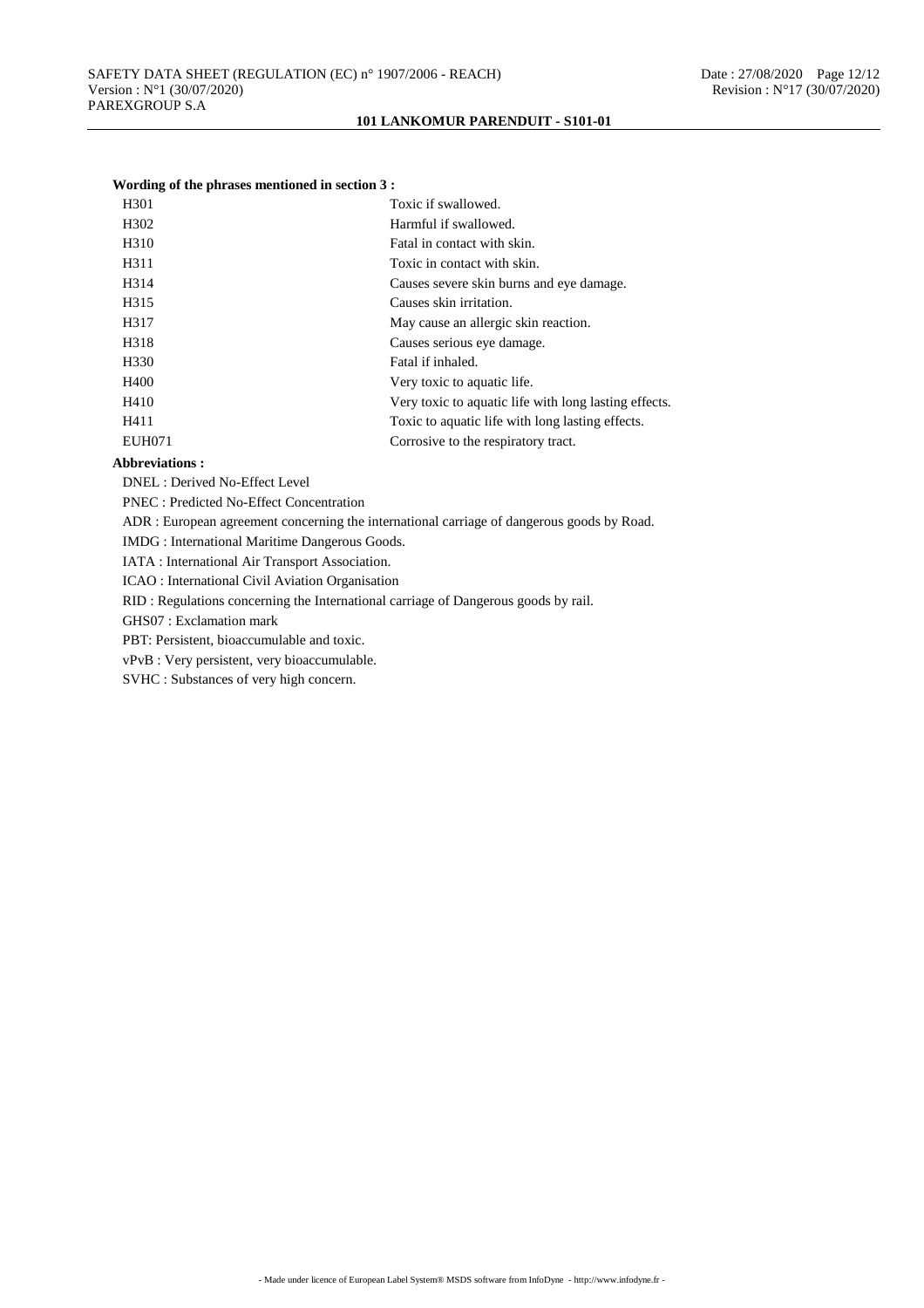**Wording of the phrases mentioned in section 3 :**

| | |
|---|---|
| H301 | Toxic if swallowed. |
| H302 | Harmful if swallowed. |
| H310 | Fatal in contact with skin. |
| H311 | Toxic in contact with skin. |
| H314 | Causes severe skin burns and eye damage. |
| H315 | Causes skin irritation. |
| H317 | May cause an allergic skin reaction. |
| H318 | Causes serious eye damage. |
| H330 | Fatal if inhaled. |
| H400 | Very toxic to aquatic life. |
| H410 | Very toxic to aquatic life with long lasting effects. |
| H411 | Toxic to aquatic life with long lasting effects. |
| EUH071 | Corrosive to the respiratory tract. |

**Abbreviations :**

DNEL : Derived No-Effect Level

PNEC : Predicted No-Effect Concentration

ADR : European agreement concerning the international carriage of dangerous goods by Road.

IMDG : International Maritime Dangerous Goods.

IATA : International Air Transport Association.

ICAO : International Civil Aviation Organisation

RID : Regulations concerning the International carriage of Dangerous goods by rail.

GHS07 : Exclamation mark

PBT: Persistent, bioaccumulable and toxic.

vPvB : Very persistent, very bioaccumulable.

SVHC : Substances of very high concern.